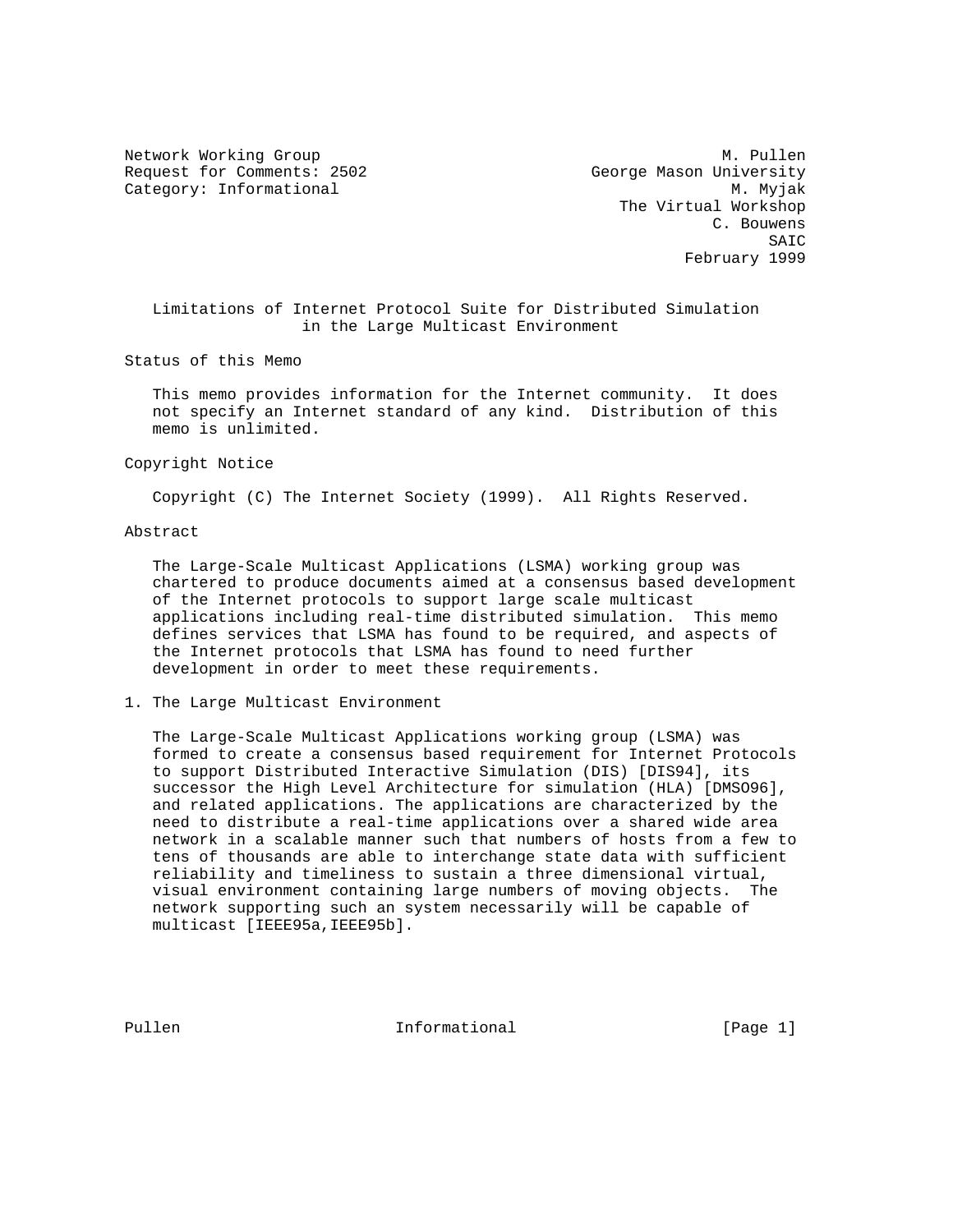Network Working Group M. Pullen
Request for Comments: 2502 George Mason University
Category: Informational M. Myjak
The Virtual Workshop
C. Bouwens
SAIC
February 1999

# Limitations of Internet Protocol Suite for Distributed Simulation in the Large Multicast Environment

## Status of this Memo

This memo provides information for the Internet community. It does not specify an Internet standard of any kind. Distribution of this memo is unlimited.

## Copyright Notice

Copyright (C) The Internet Society (1999). All Rights Reserved.

## Abstract

The Large-Scale Multicast Applications (LSMA) working group was chartered to produce documents aimed at a consensus based development of the Internet protocols to support large scale multicast applications including real-time distributed simulation. This memo defines services that LSMA has found to be required, and aspects of the Internet protocols that LSMA has found to need further development in order to meet these requirements.

## 1. The Large Multicast Environment

The Large-Scale Multicast Applications working group (LSMA) was formed to create a consensus based requirement for Internet Protocols to support Distributed Interactive Simulation (DIS) [DIS94], its successor the High Level Architecture for simulation (HLA) [DMSO96], and related applications. The applications are characterized by the need to distribute a real-time applications over a shared wide area network in a scalable manner such that numbers of hosts from a few to tens of thousands are able to interchange state data with sufficient reliability and timeliness to sustain a three dimensional virtual, visual environment containing large numbers of moving objects. The network supporting such an system necessarily will be capable of multicast [IEEE95a,IEEE95b].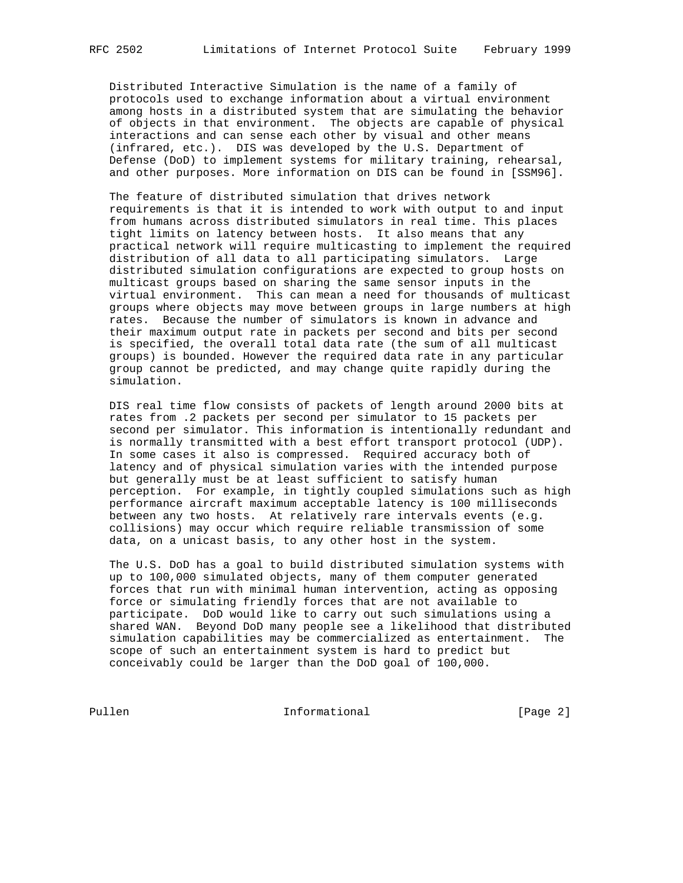Distributed Interactive Simulation is the name of a family of protocols used to exchange information about a virtual environment among hosts in a distributed system that are simulating the behavior of objects in that environment. The objects are capable of physical interactions and can sense each other by visual and other means (infrared, etc.). DIS was developed by the U.S. Department of Defense (DoD) to implement systems for military training, rehearsal, and other purposes. More information on DIS can be found in [SSM96].

The feature of distributed simulation that drives network requirements is that it is intended to work with output to and input from humans across distributed simulators in real time. This places tight limits on latency between hosts. It also means that any practical network will require multicasting to implement the required distribution of all data to all participating simulators. Large distributed simulation configurations are expected to group hosts on multicast groups based on sharing the same sensor inputs in the virtual environment. This can mean a need for thousands of multicast groups where objects may move between groups in large numbers at high rates. Because the number of simulators is known in advance and their maximum output rate in packets per second and bits per second is specified, the overall total data rate (the sum of all multicast groups) is bounded. However the required data rate in any particular group cannot be predicted, and may change quite rapidly during the simulation.

DIS real time flow consists of packets of length around 2000 bits at rates from .2 packets per second per simulator to 15 packets per second per simulator. This information is intentionally redundant and is normally transmitted with a best effort transport protocol (UDP). In some cases it also is compressed. Required accuracy both of latency and of physical simulation varies with the intended purpose but generally must be at least sufficient to satisfy human perception. For example, in tightly coupled simulations such as high performance aircraft maximum acceptable latency is 100 milliseconds between any two hosts. At relatively rare intervals events (e.g. collisions) may occur which require reliable transmission of some data, on a unicast basis, to any other host in the system.

The U.S. DoD has a goal to build distributed simulation systems with up to 100,000 simulated objects, many of them computer generated forces that run with minimal human intervention, acting as opposing force or simulating friendly forces that are not available to participate. DoD would like to carry out such simulations using a shared WAN. Beyond DoD many people see a likelihood that distributed simulation capabilities may be commercialized as entertainment. The scope of such an entertainment system is hard to predict but conceivably could be larger than the DoD goal of 100,000.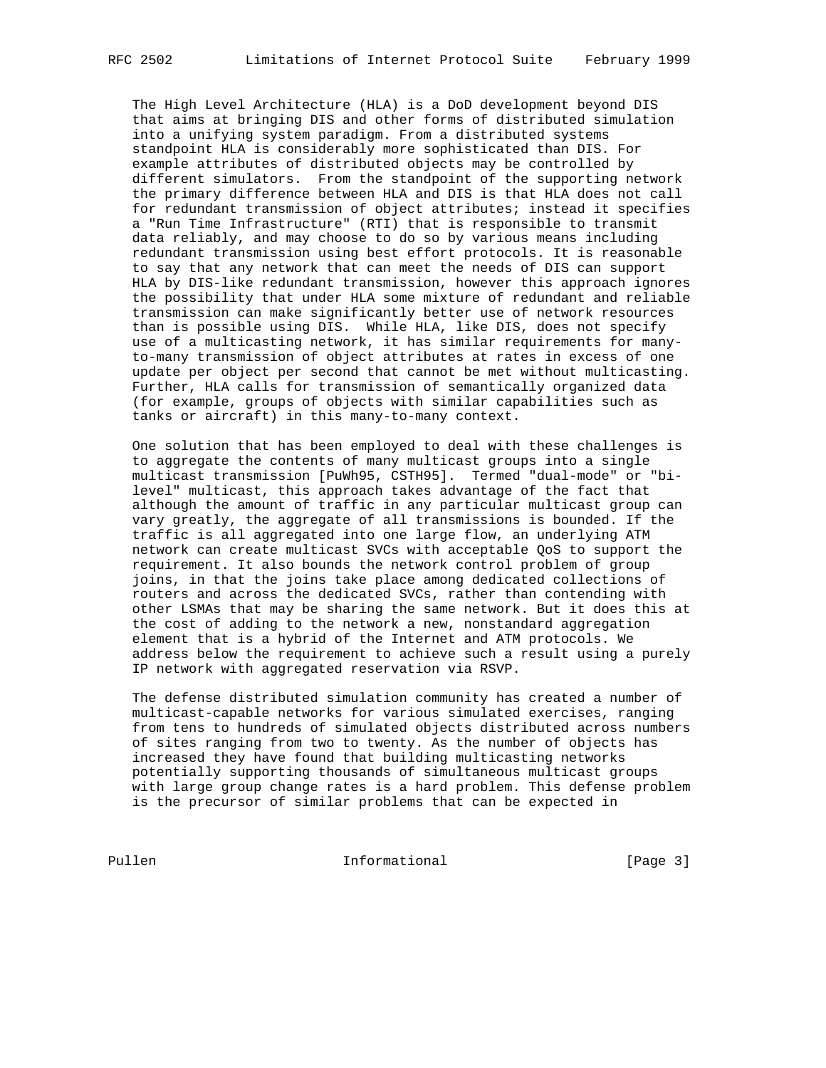The High Level Architecture (HLA) is a DoD development beyond DIS that aims at bringing DIS and other forms of distributed simulation into a unifying system paradigm. From a distributed systems standpoint HLA is considerably more sophisticated than DIS. For example attributes of distributed objects may be controlled by different simulators. From the standpoint of the supporting network the primary difference between HLA and DIS is that HLA does not call for redundant transmission of object attributes; instead it specifies a "Run Time Infrastructure" (RTI) that is responsible to transmit data reliably, and may choose to do so by various means including redundant transmission using best effort protocols. It is reasonable to say that any network that can meet the needs of DIS can support HLA by DIS-like redundant transmission, however this approach ignores the possibility that under HLA some mixture of redundant and reliable transmission can make significantly better use of network resources than is possible using DIS. While HLA, like DIS, does not specify use of a multicasting network, it has similar requirements for many-to-many transmission of object attributes at rates in excess of one update per object per second that cannot be met without multicasting. Further, HLA calls for transmission of semantically organized data (for example, groups of objects with similar capabilities such as tanks or aircraft) in this many-to-many context.

One solution that has been employed to deal with these challenges is to aggregate the contents of many multicast groups into a single multicast transmission [PuWh95, CSTH95]. Termed "dual-mode" or "bi-level" multicast, this approach takes advantage of the fact that although the amount of traffic in any particular multicast group can vary greatly, the aggregate of all transmissions is bounded. If the traffic is all aggregated into one large flow, an underlying ATM network can create multicast SVCs with acceptable QoS to support the requirement. It also bounds the network control problem of group joins, in that the joins take place among dedicated collections of routers and across the dedicated SVCs, rather than contending with other LSMAs that may be sharing the same network. But it does this at the cost of adding to the network a new, nonstandard aggregation element that is a hybrid of the Internet and ATM protocols. We address below the requirement to achieve such a result using a purely IP network with aggregated reservation via RSVP.

The defense distributed simulation community has created a number of multicast-capable networks for various simulated exercises, ranging from tens to hundreds of simulated objects distributed across numbers of sites ranging from two to twenty. As the number of objects has increased they have found that building multicasting networks potentially supporting thousands of simultaneous multicast groups with large group change rates is a hard problem. This defense problem is the precursor of similar problems that can be expected in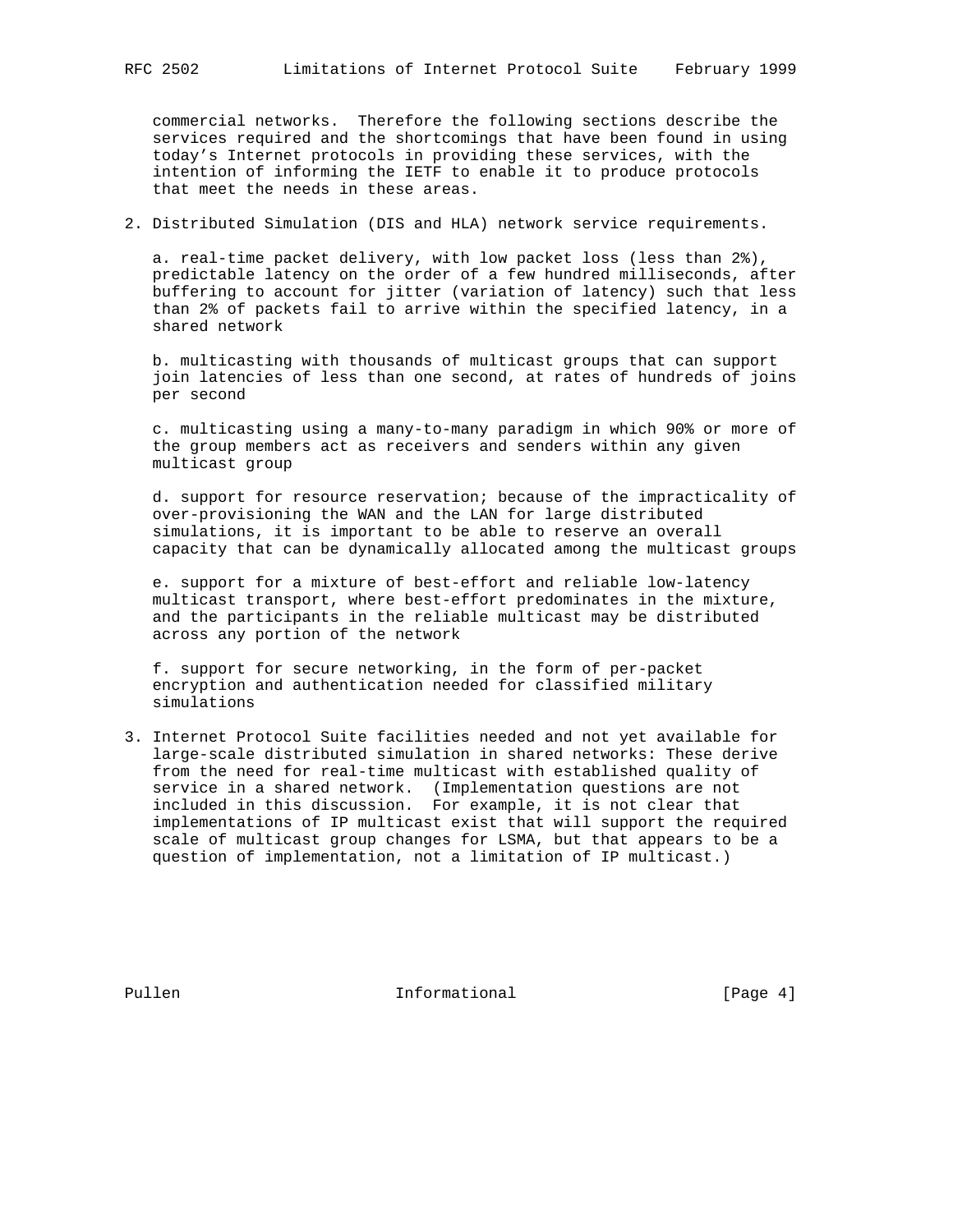commercial networks. Therefore the following sections describe the services required and the shortcomings that have been found in using today's Internet protocols in providing these services, with the intention of informing the IETF to enable it to produce protocols that meet the needs in these areas.

## 2. Distributed Simulation (DIS and HLA) network service requirements.

a. real-time packet delivery, with low packet loss (less than 2%), predictable latency on the order of a few hundred milliseconds, after buffering to account for jitter (variation of latency) such that less than 2% of packets fail to arrive within the specified latency, in a shared network

b. multicasting with thousands of multicast groups that can support join latencies of less than one second, at rates of hundreds of joins per second

c. multicasting using a many-to-many paradigm in which 90% or more of the group members act as receivers and senders within any given multicast group

d. support for resource reservation; because of the impracticality of over-provisioning the WAN and the LAN for large distributed simulations, it is important to be able to reserve an overall capacity that can be dynamically allocated among the multicast groups

e. support for a mixture of best-effort and reliable low-latency multicast transport, where best-effort predominates in the mixture, and the participants in the reliable multicast may be distributed across any portion of the network

f. support for secure networking, in the form of per-packet encryption and authentication needed for classified military simulations

## 3. Internet Protocol Suite facilities needed and not yet available for large-scale distributed simulation in shared networks: These derive from the need for real-time multicast with established quality of service in a shared network. (Implementation questions are not included in this discussion. For example, it is not clear that implementations of IP multicast exist that will support the required scale of multicast group changes for LSMA, but that appears to be a question of implementation, not a limitation of IP multicast.)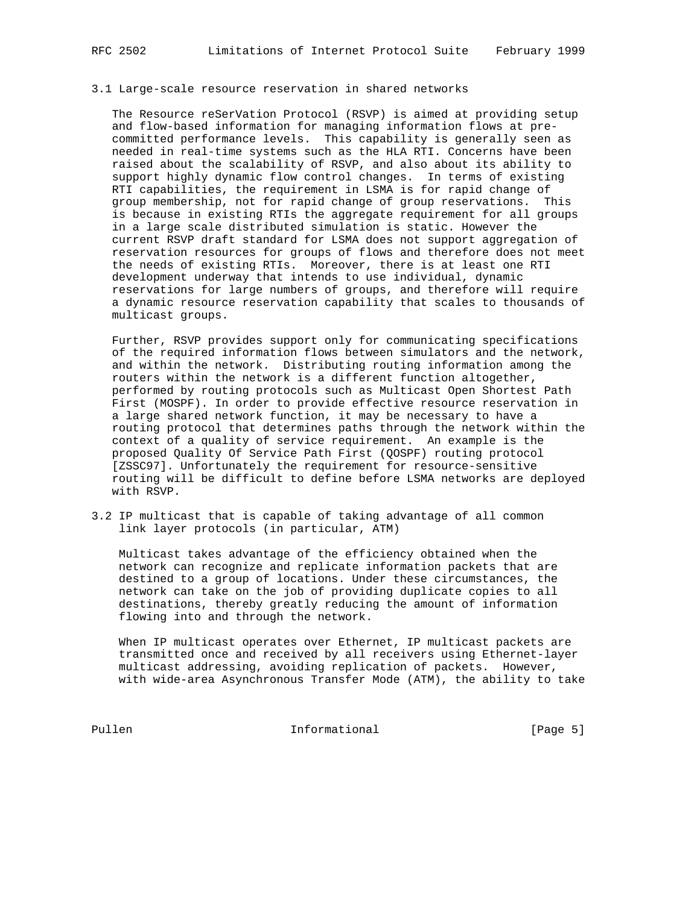### 3.1 Large-scale resource reservation in shared networks

The Resource reSerVation Protocol (RSVP) is aimed at providing setup and flow-based information for managing information flows at pre-committed performance levels. This capability is generally seen as needed in real-time systems such as the HLA RTI. Concerns have been raised about the scalability of RSVP, and also about its ability to support highly dynamic flow control changes. In terms of existing RTI capabilities, the requirement in LSMA is for rapid change of group membership, not for rapid change of group reservations. This is because in existing RTIs the aggregate requirement for all groups in a large scale distributed simulation is static. However the current RSVP draft standard for LSMA does not support aggregation of reservation resources for groups of flows and therefore does not meet the needs of existing RTIs. Moreover, there is at least one RTI development underway that intends to use individual, dynamic reservations for large numbers of groups, and therefore will require a dynamic resource reservation capability that scales to thousands of multicast groups.

Further, RSVP provides support only for communicating specifications of the required information flows between simulators and the network, and within the network. Distributing routing information among the routers within the network is a different function altogether, performed by routing protocols such as Multicast Open Shortest Path First (MOSPF). In order to provide effective resource reservation in a large shared network function, it may be necessary to have a routing protocol that determines paths through the network within the context of a quality of service requirement. An example is the proposed Quality Of Service Path First (QOSPF) routing protocol [ZSSC97]. Unfortunately the requirement for resource-sensitive routing will be difficult to define before LSMA networks are deployed with RSVP.

### 3.2 IP multicast that is capable of taking advantage of all common link layer protocols (in particular, ATM)

Multicast takes advantage of the efficiency obtained when the network can recognize and replicate information packets that are destined to a group of locations. Under these circumstances, the network can take on the job of providing duplicate copies to all destinations, thereby greatly reducing the amount of information flowing into and through the network.

When IP multicast operates over Ethernet, IP multicast packets are transmitted once and received by all receivers using Ethernet-layer multicast addressing, avoiding replication of packets. However, with wide-area Asynchronous Transfer Mode (ATM), the ability to take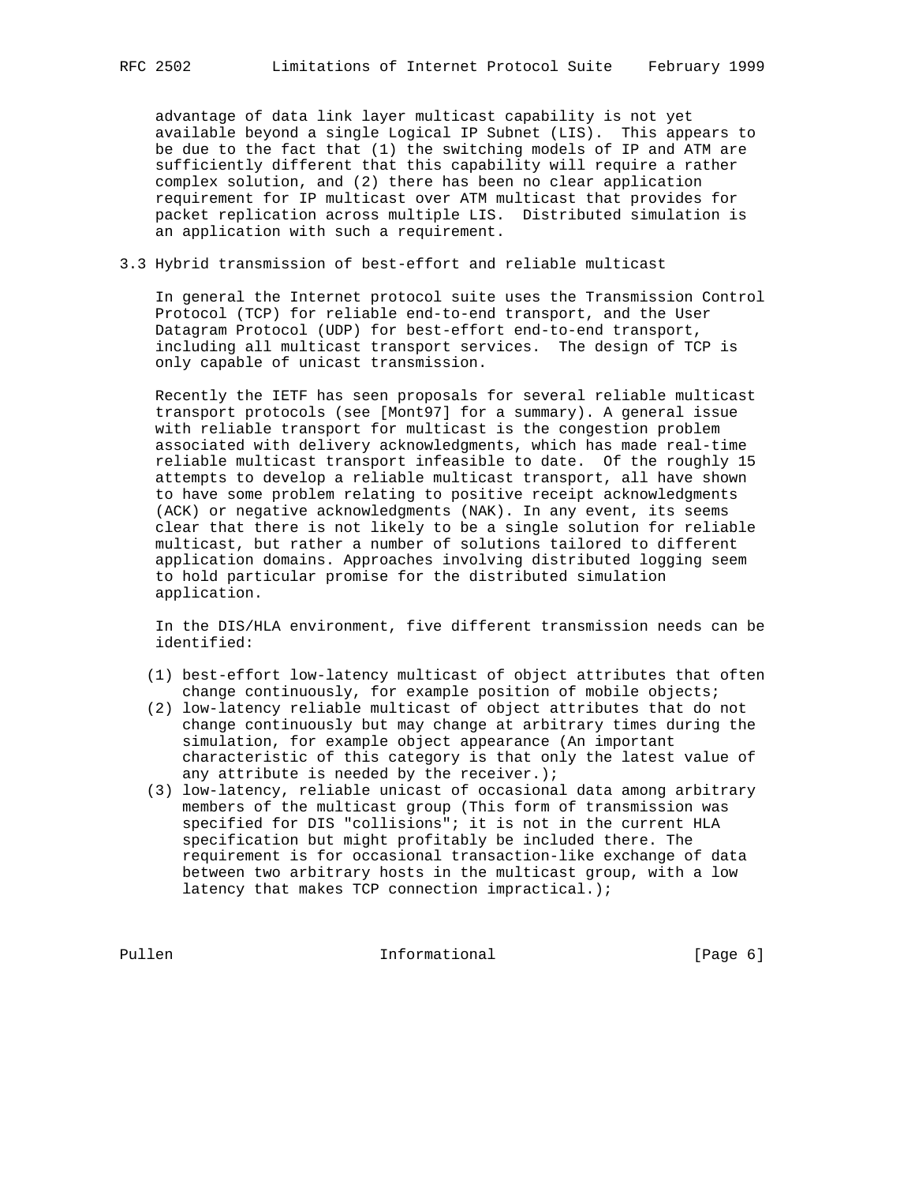advantage of data link layer multicast capability is not yet available beyond a single Logical IP Subnet (LIS). This appears to be due to the fact that (1) the switching models of IP and ATM are sufficiently different that this capability will require a rather complex solution, and (2) there has been no clear application requirement for IP multicast over ATM multicast that provides for packet replication across multiple LIS. Distributed simulation is an application with such a requirement.

### 3.3 Hybrid transmission of best-effort and reliable multicast

In general the Internet protocol suite uses the Transmission Control Protocol (TCP) for reliable end-to-end transport, and the User Datagram Protocol (UDP) for best-effort end-to-end transport, including all multicast transport services. The design of TCP is only capable of unicast transmission.

Recently the IETF has seen proposals for several reliable multicast transport protocols (see [Mont97] for a summary). A general issue with reliable transport for multicast is the congestion problem associated with delivery acknowledgments, which has made real-time reliable multicast transport infeasible to date. Of the roughly 15 attempts to develop a reliable multicast transport, all have shown to have some problem relating to positive receipt acknowledgments (ACK) or negative acknowledgments (NAK). In any event, its seems clear that there is not likely to be a single solution for reliable multicast, but rather a number of solutions tailored to different application domains. Approaches involving distributed logging seem to hold particular promise for the distributed simulation application.

In the DIS/HLA environment, five different transmission needs can be identified:

(1) best-effort low-latency multicast of object attributes that often change continuously, for example position of mobile objects;
(2) low-latency reliable multicast of object attributes that do not change continuously but may change at arbitrary times during the simulation, for example object appearance (An important characteristic of this category is that only the latest value of any attribute is needed by the receiver.);
(3) low-latency, reliable unicast of occasional data among arbitrary members of the multicast group (This form of transmission was specified for DIS "collisions"; it is not in the current HLA specification but might profitably be included there. The requirement is for occasional transaction-like exchange of data between two arbitrary hosts in the multicast group, with a low latency that makes TCP connection impractical.);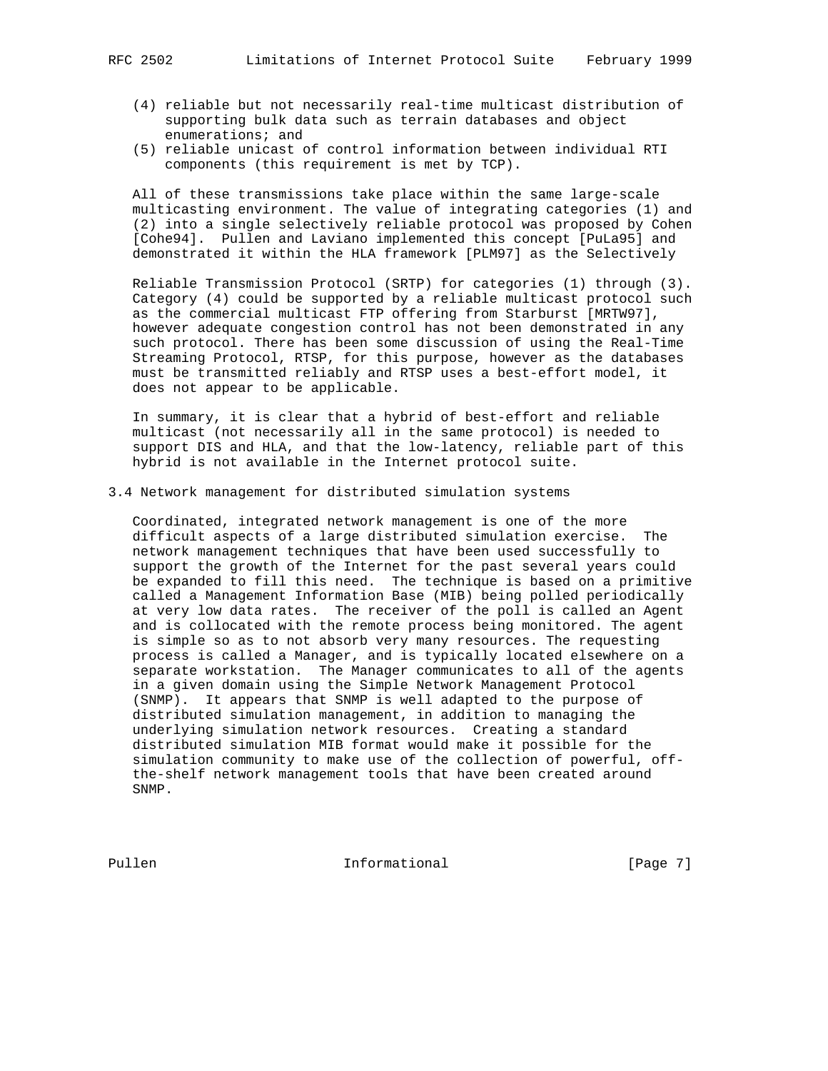(4) reliable but not necessarily real-time multicast distribution of supporting bulk data such as terrain databases and object enumerations; and
(5) reliable unicast of control information between individual RTI components (this requirement is met by TCP).

All of these transmissions take place within the same large-scale multicasting environment. The value of integrating categories (1) and (2) into a single selectively reliable protocol was proposed by Cohen [Cohe94]. Pullen and Laviano implemented this concept [PuLa95] and demonstrated it within the HLA framework [PLM97] as the Selectively

Reliable Transmission Protocol (SRTP) for categories (1) through (3). Category (4) could be supported by a reliable multicast protocol such as the commercial multicast FTP offering from Starburst [MRTW97], however adequate congestion control has not been demonstrated in any such protocol. There has been some discussion of using the Real-Time Streaming Protocol, RTSP, for this purpose, however as the databases must be transmitted reliably and RTSP uses a best-effort model, it does not appear to be applicable.

In summary, it is clear that a hybrid of best-effort and reliable multicast (not necessarily all in the same protocol) is needed to support DIS and HLA, and that the low-latency, reliable part of this hybrid is not available in the Internet protocol suite.

## 3.4 Network management for distributed simulation systems

Coordinated, integrated network management is one of the more difficult aspects of a large distributed simulation exercise. The network management techniques that have been used successfully to support the growth of the Internet for the past several years could be expanded to fill this need. The technique is based on a primitive called a Management Information Base (MIB) being polled periodically at very low data rates. The receiver of the poll is called an Agent and is collocated with the remote process being monitored. The agent is simple so as to not absorb very many resources. The requesting process is called a Manager, and is typically located elsewhere on a separate workstation. The Manager communicates to all of the agents in a given domain using the Simple Network Management Protocol (SNMP). It appears that SNMP is well adapted to the purpose of distributed simulation management, in addition to managing the underlying simulation network resources. Creating a standard distributed simulation MIB format would make it possible for the simulation community to make use of the collection of powerful, off-the-shelf network management tools that have been created around SNMP.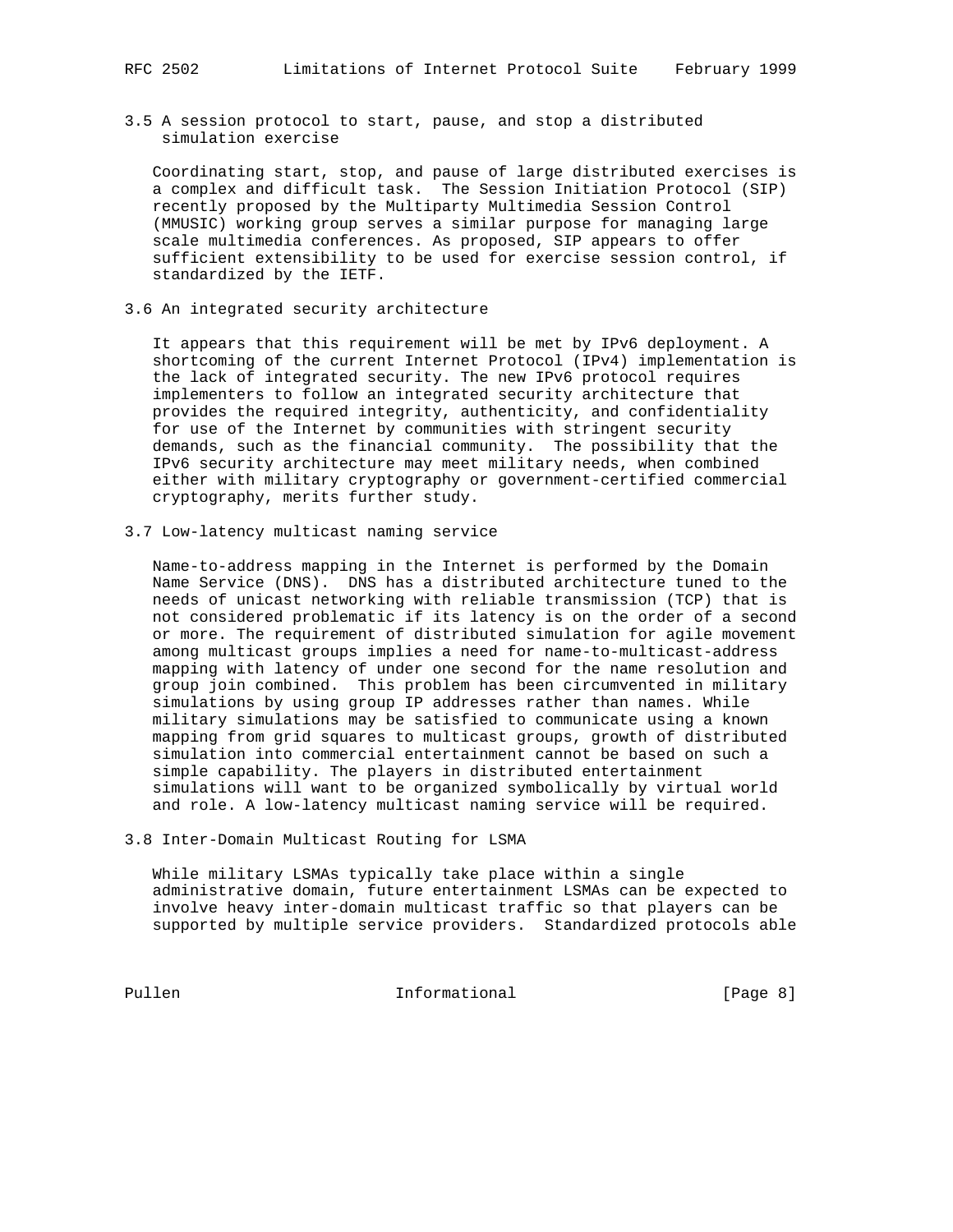### 3.5 A session protocol to start, pause, and stop a distributed simulation exercise

Coordinating start, stop, and pause of large distributed exercises is a complex and difficult task. The Session Initiation Protocol (SIP) recently proposed by the Multiparty Multimedia Session Control (MMUSIC) working group serves a similar purpose for managing large scale multimedia conferences. As proposed, SIP appears to offer sufficient extensibility to be used for exercise session control, if standardized by the IETF.

### 3.6 An integrated security architecture

It appears that this requirement will be met by IPv6 deployment. A shortcoming of the current Internet Protocol (IPv4) implementation is the lack of integrated security. The new IPv6 protocol requires implementers to follow an integrated security architecture that provides the required integrity, authenticity, and confidentiality for use of the Internet by communities with stringent security demands, such as the financial community. The possibility that the IPv6 security architecture may meet military needs, when combined either with military cryptography or government-certified commercial cryptography, merits further study.

### 3.7 Low-latency multicast naming service

Name-to-address mapping in the Internet is performed by the Domain Name Service (DNS). DNS has a distributed architecture tuned to the needs of unicast networking with reliable transmission (TCP) that is not considered problematic if its latency is on the order of a second or more. The requirement of distributed simulation for agile movement among multicast groups implies a need for name-to-multicast-address mapping with latency of under one second for the name resolution and group join combined. This problem has been circumvented in military simulations by using group IP addresses rather than names. While military simulations may be satisfied to communicate using a known mapping from grid squares to multicast groups, growth of distributed simulation into commercial entertainment cannot be based on such a simple capability. The players in distributed entertainment simulations will want to be organized symbolically by virtual world and role. A low-latency multicast naming service will be required.

### 3.8 Inter-Domain Multicast Routing for LSMA

While military LSMAs typically take place within a single administrative domain, future entertainment LSMAs can be expected to involve heavy inter-domain multicast traffic so that players can be supported by multiple service providers. Standardized protocols able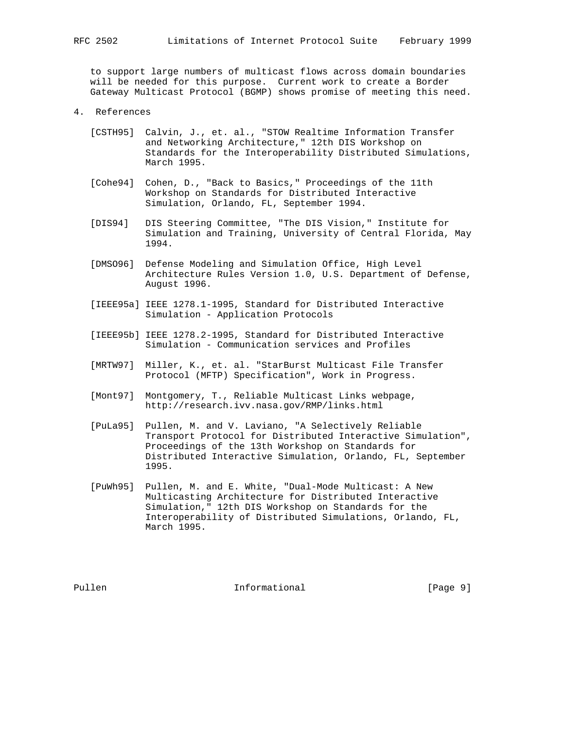to support large numbers of multicast flows across domain boundaries will be needed for this purpose. Current work to create a Border Gateway Multicast Protocol (BGMP) shows promise of meeting this need.

## 4. References

[CSTH95] Calvin, J., et. al., "STOW Realtime Information Transfer and Networking Architecture," 12th DIS Workshop on Standards for the Interoperability Distributed Simulations, March 1995.

[Cohe94] Cohen, D., "Back to Basics," Proceedings of the 11th Workshop on Standards for Distributed Interactive Simulation, Orlando, FL, September 1994.

[DIS94] DIS Steering Committee, "The DIS Vision," Institute for Simulation and Training, University of Central Florida, May 1994.

[DMSO96] Defense Modeling and Simulation Office, High Level Architecture Rules Version 1.0, U.S. Department of Defense, August 1996.

[IEEE95a] IEEE 1278.1-1995, Standard for Distributed Interactive Simulation - Application Protocols

[IEEE95b] IEEE 1278.2-1995, Standard for Distributed Interactive Simulation - Communication services and Profiles

[MRTW97] Miller, K., et. al. "StarBurst Multicast File Transfer Protocol (MFTP) Specification", Work in Progress.

[Mont97] Montgomery, T., Reliable Multicast Links webpage, http://research.ivv.nasa.gov/RMP/links.html

[PuLa95] Pullen, M. and V. Laviano, "A Selectively Reliable Transport Protocol for Distributed Interactive Simulation", Proceedings of the 13th Workshop on Standards for Distributed Interactive Simulation, Orlando, FL, September 1995.

[PuWh95] Pullen, M. and E. White, "Dual-Mode Multicast: A New Multicasting Architecture for Distributed Interactive Simulation," 12th DIS Workshop on Standards for the Interoperability of Distributed Simulations, Orlando, FL, March 1995.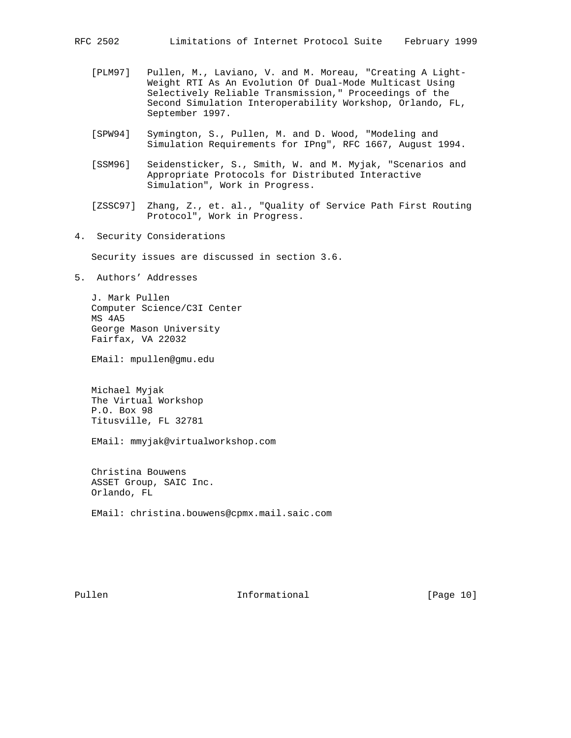[PLM97] Pullen, M., Laviano, V. and M. Moreau, "Creating A Light-Weight RTI As An Evolution Of Dual-Mode Multicast Using Selectively Reliable Transmission," Proceedings of the Second Simulation Interoperability Workshop, Orlando, FL, September 1997.

[SPW94] Symington, S., Pullen, M. and D. Wood, "Modeling and Simulation Requirements for IPng", RFC 1667, August 1994.

[SSM96] Seidensticker, S., Smith, W. and M. Myjak, "Scenarios and Appropriate Protocols for Distributed Interactive Simulation", Work in Progress.

[ZSSC97] Zhang, Z., et. al., "Quality of Service Path First Routing Protocol", Work in Progress.

## 4. Security Considerations

Security issues are discussed in section 3.6.

## 5. Authors' Addresses

J. Mark Pullen
Computer Science/C3I Center
MS 4A5
George Mason University
Fairfax, VA 22032

EMail: mpullen@gmu.edu

Michael Myjak
The Virtual Workshop
P.O. Box 98
Titusville, FL 32781

EMail: mmyjak@virtualworkshop.com

Christina Bouwens
ASSET Group, SAIC Inc.
Orlando, FL

EMail: christina.bouwens@cpmx.mail.saic.com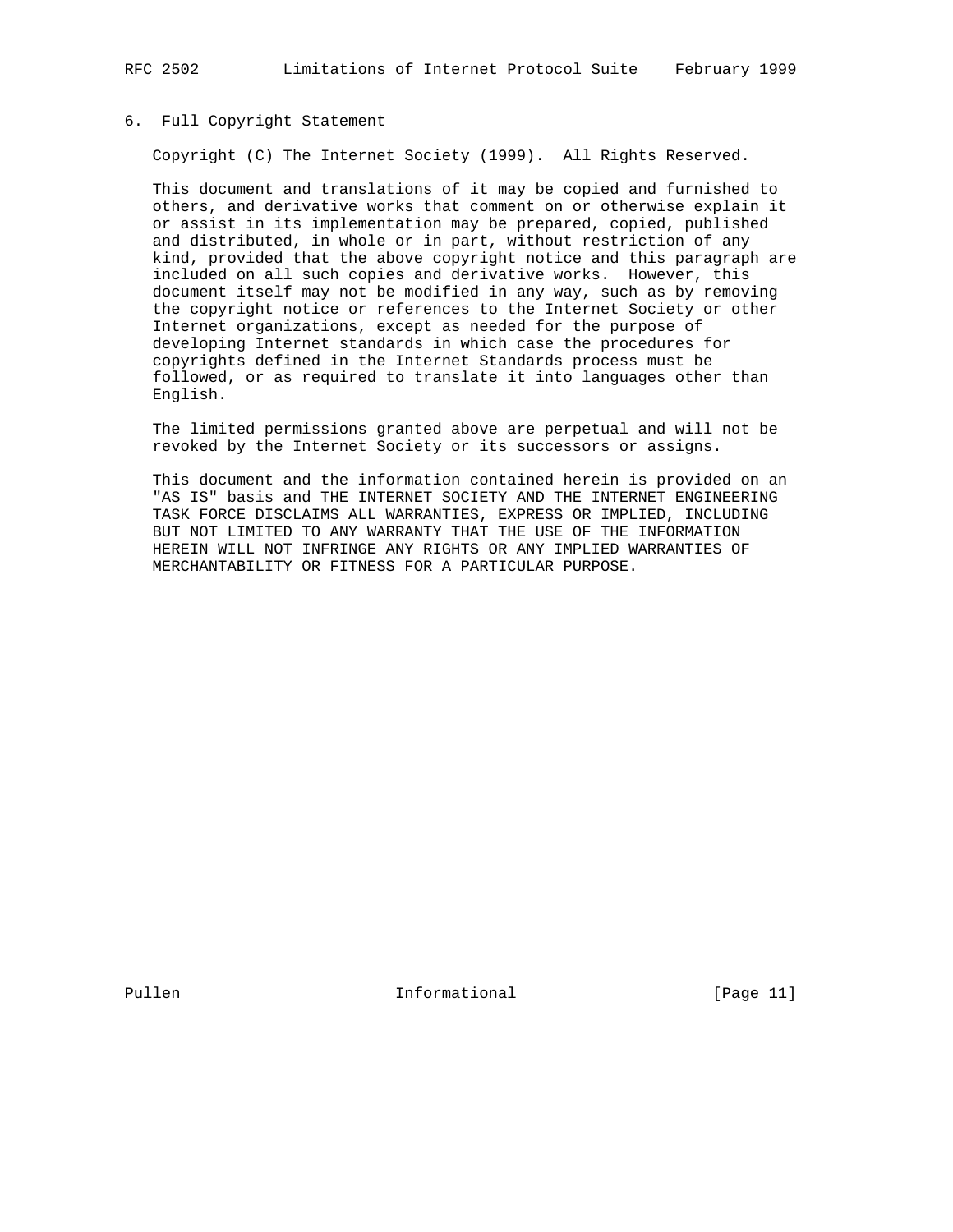## 6. Full Copyright Statement

Copyright (C) The Internet Society (1999). All Rights Reserved.

This document and translations of it may be copied and furnished to others, and derivative works that comment on or otherwise explain it or assist in its implementation may be prepared, copied, published and distributed, in whole or in part, without restriction of any kind, provided that the above copyright notice and this paragraph are included on all such copies and derivative works. However, this document itself may not be modified in any way, such as by removing the copyright notice or references to the Internet Society or other Internet organizations, except as needed for the purpose of developing Internet standards in which case the procedures for copyrights defined in the Internet Standards process must be followed, or as required to translate it into languages other than English.

The limited permissions granted above are perpetual and will not be revoked by the Internet Society or its successors or assigns.

This document and the information contained herein is provided on an "AS IS" basis and THE INTERNET SOCIETY AND THE INTERNET ENGINEERING TASK FORCE DISCLAIMS ALL WARRANTIES, EXPRESS OR IMPLIED, INCLUDING BUT NOT LIMITED TO ANY WARRANTY THAT THE USE OF THE INFORMATION HEREIN WILL NOT INFRINGE ANY RIGHTS OR ANY IMPLIED WARRANTIES OF MERCHANTABILITY OR FITNESS FOR A PARTICULAR PURPOSE.